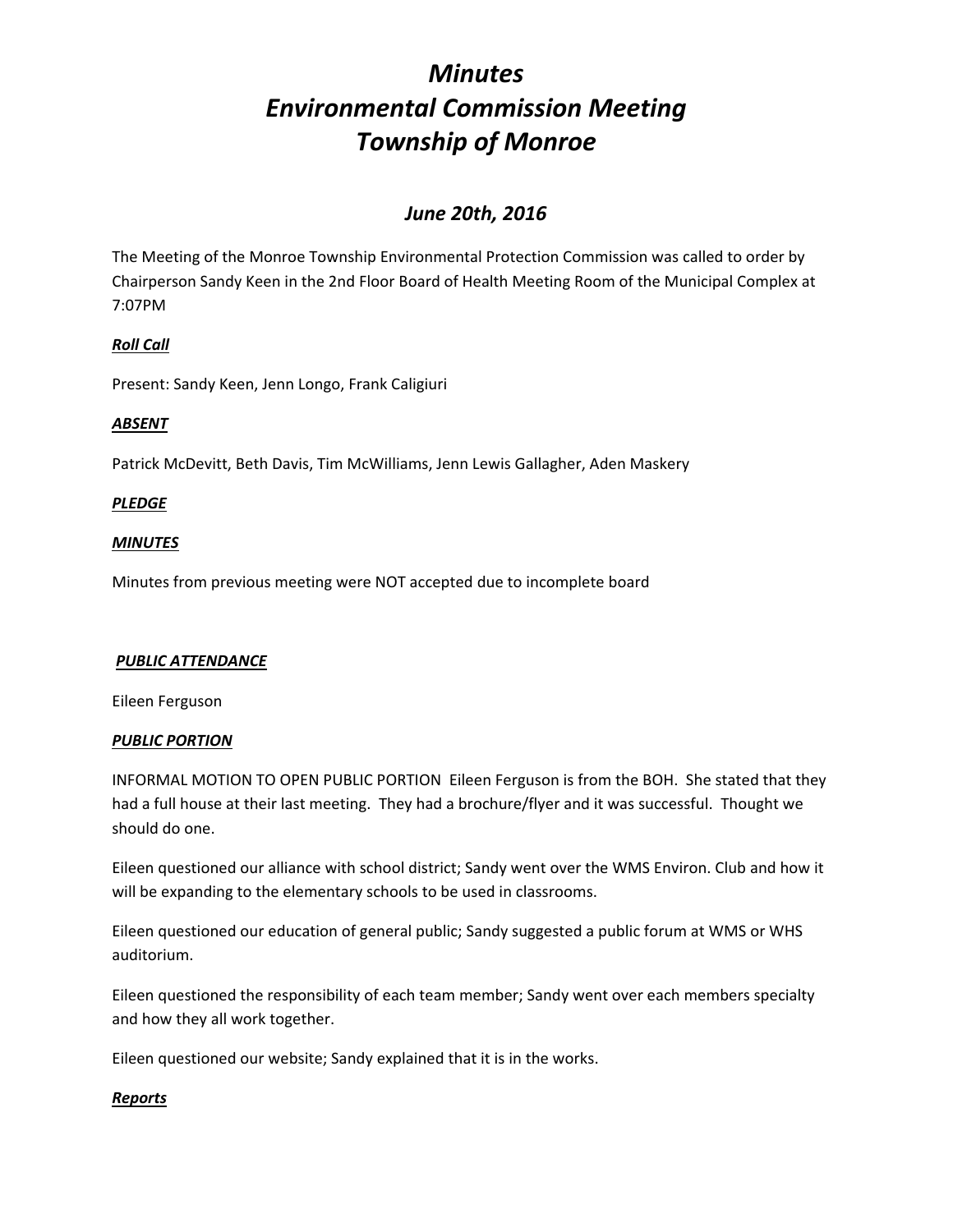# *Minutes*
# *Environmental Commission Meeting*
# *Township of Monroe*

## *June 20th, 2016*

The Meeting of the Monroe Township Environmental Protection Commission was called to order by Chairperson Sandy Keen in the 2nd Floor Board of Health Meeting Room of the Municipal Complex at 7:07PM

***Roll Call***

Present: Sandy Keen, Jenn Longo, Frank Caligiuri

***ABSENT***

Patrick McDevitt, Beth Davis, Tim McWilliams, Jenn Lewis Gallagher, Aden Maskery

***PLEDGE***

***MINUTES***

Minutes from previous meeting were NOT accepted due to incomplete board

***PUBLIC ATTENDANCE***

Eileen Ferguson

***PUBLIC PORTION***

INFORMAL MOTION TO OPEN PUBLIC PORTION Eileen Ferguson is from the BOH. She stated that they had a full house at their last meeting. They had a brochure/flyer and it was successful. Thought we should do one.

Eileen questioned our alliance with school district; Sandy went over the WMS Environ. Club and how it will be expanding to the elementary schools to be used in classrooms.

Eileen questioned our education of general public; Sandy suggested a public forum at WMS or WHS auditorium.

Eileen questioned the responsibility of each team member; Sandy went over each members specialty and how they all work together.

Eileen questioned our website; Sandy explained that it is in the works.

***Reports***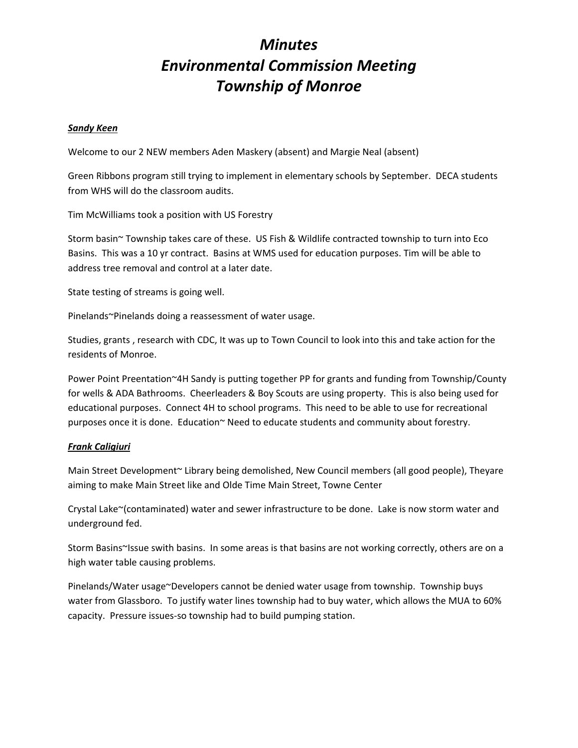# *Minutes*
# *Environmental Commission Meeting*
# *Township of Monroe*

***Sandy Keen***

Welcome to our 2 NEW members Aden Maskery (absent) and Margie Neal (absent)

Green Ribbons program still trying to implement in elementary schools by September. DECA students from WHS will do the classroom audits.

Tim McWilliams took a position with US Forestry

Storm basin~ Township takes care of these. US Fish & Wildlife contracted township to turn into Eco Basins. This was a 10 yr contract. Basins at WMS used for education purposes. Tim will be able to address tree removal and control at a later date.

State testing of streams is going well.

Pinelands~Pinelands doing a reassessment of water usage.

Studies, grants , research with CDC, It was up to Town Council to look into this and take action for the residents of Monroe.

Power Point Preentation~4H Sandy is putting together PP for grants and funding from Township/County for wells & ADA Bathrooms. Cheerleaders & Boy Scouts are using property. This is also being used for educational purposes. Connect 4H to school programs. This need to be able to use for recreational purposes once it is done. Education~ Need to educate students and community about forestry.

***Frank Caligiuri***

Main Street Development~ Library being demolished, New Council members (all good people), Theyare aiming to make Main Street like and Olde Time Main Street, Towne Center

Crystal Lake~(contaminated) water and sewer infrastructure to be done. Lake is now storm water and underground fed.

Storm Basins~Issue swith basins. In some areas is that basins are not working correctly, others are on a high water table causing problems.

Pinelands/Water usage~Developers cannot be denied water usage from township. Township buys water from Glassboro. To justify water lines township had to buy water, which allows the MUA to 60% capacity. Pressure issues-so township had to build pumping station.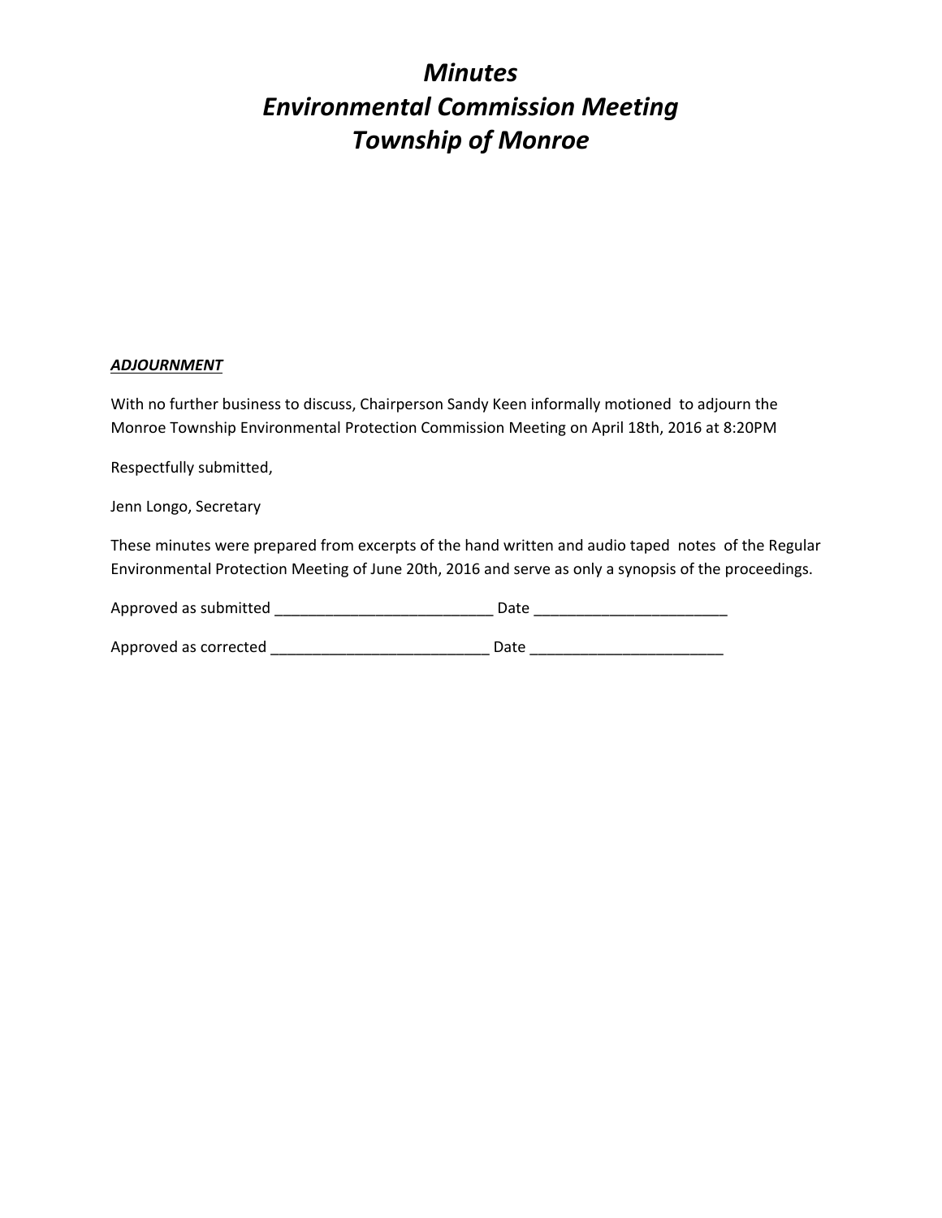# *Minutes*
# *Environmental Commission Meeting*
# *Township of Monroe*

***ADJOURNMENT***

With no further business to discuss, Chairperson Sandy Keen informally motioned to adjourn the Monroe Township Environmental Protection Commission Meeting on April 18th, 2016 at 8:20PM

Respectfully submitted,

Jenn Longo, Secretary

These minutes were prepared from excerpts of the hand written and audio taped notes of the Regular Environmental Protection Meeting of June 20th, 2016 and serve as only a synopsis of the proceedings.

Approved as submitted ___________________________ Date ________________________

Approved as corrected ___________________________ Date ________________________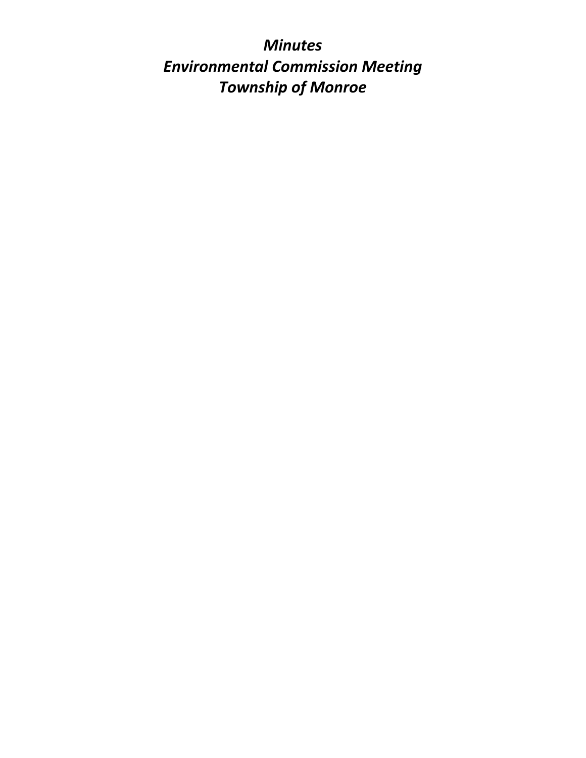# *Minutes*
# *Environmental Commission Meeting*
# *Township of Monroe*